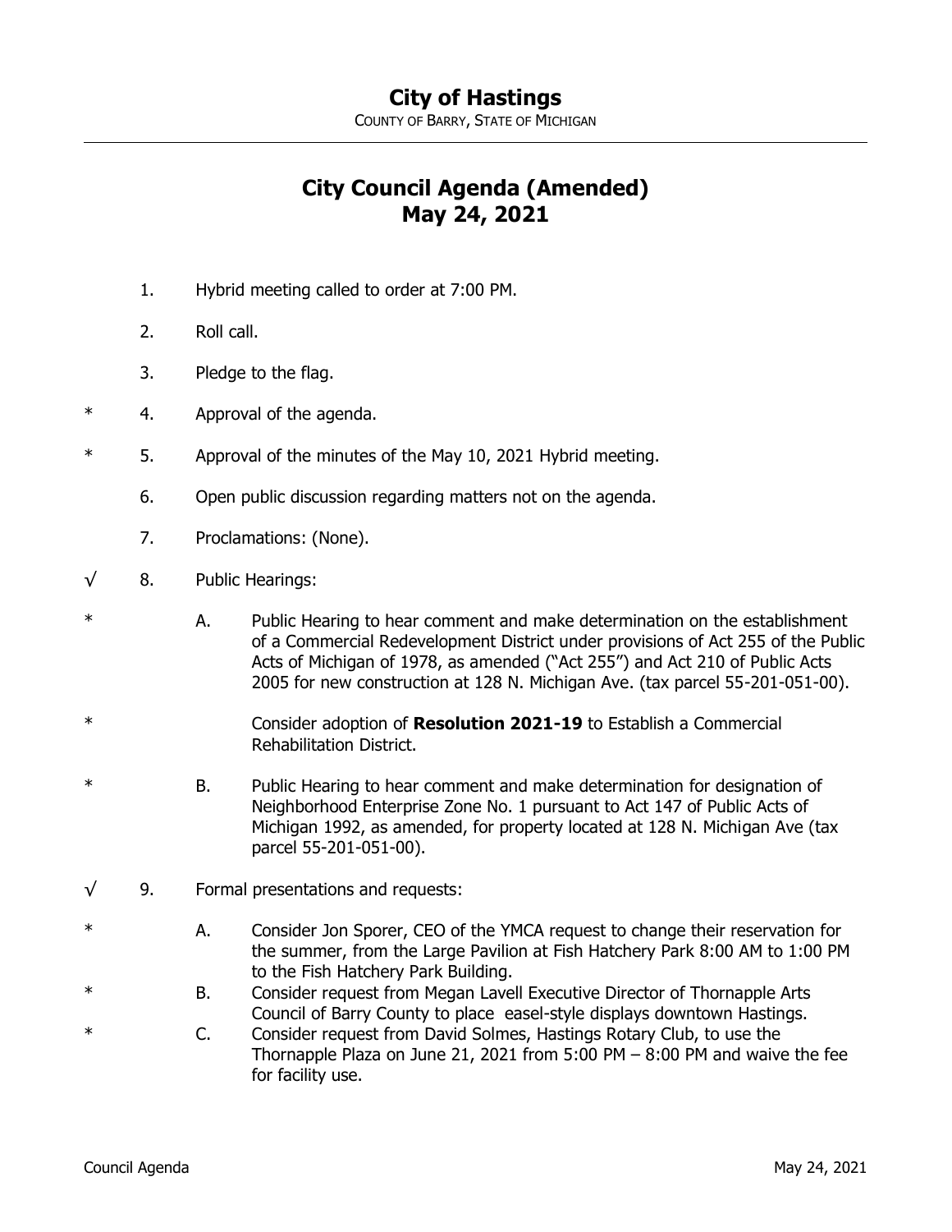# City of Hastings

COUNTY OF BARRY, STATE OF MICHIGAN

## City Council Agenda (Amended)
## May 24, 2021

1. Hybrid meeting called to order at 7:00 PM.

2. Roll call.

3. Pledge to the flag.

\* 4. Approval of the agenda.

\* 5. Approval of the minutes of the May 10, 2021 Hybrid meeting.

6. Open public discussion regarding matters not on the agenda.

7. Proclamations: (None).

√ 8. Public Hearings:

\* A. Public Hearing to hear comment and make determination on the establishment of a Commercial Redevelopment District under provisions of Act 255 of the Public Acts of Michigan of 1978, as amended ("Act 255") and Act 210 of Public Acts 2005 for new construction at 128 N. Michigan Ave. (tax parcel 55-201-051-00).

\* Consider adoption of **Resolution 2021-19** to Establish a Commercial Rehabilitation District.

\* B. Public Hearing to hear comment and make determination for designation of Neighborhood Enterprise Zone No. 1 pursuant to Act 147 of Public Acts of Michigan 1992, as amended, for property located at 128 N. Michigan Ave (tax parcel 55-201-051-00).

√ 9. Formal presentations and requests:

\* A. Consider Jon Sporer, CEO of the YMCA request to change their reservation for the summer, from the Large Pavilion at Fish Hatchery Park 8:00 AM to 1:00 PM to the Fish Hatchery Park Building.

\* B. Consider request from Megan Lavell Executive Director of Thornapple Arts Council of Barry County to place easel-style displays downtown Hastings.

\* C. Consider request from David Solmes, Hastings Rotary Club, to use the Thornapple Plaza on June 21, 2021 from 5:00 PM – 8:00 PM and waive the fee for facility use.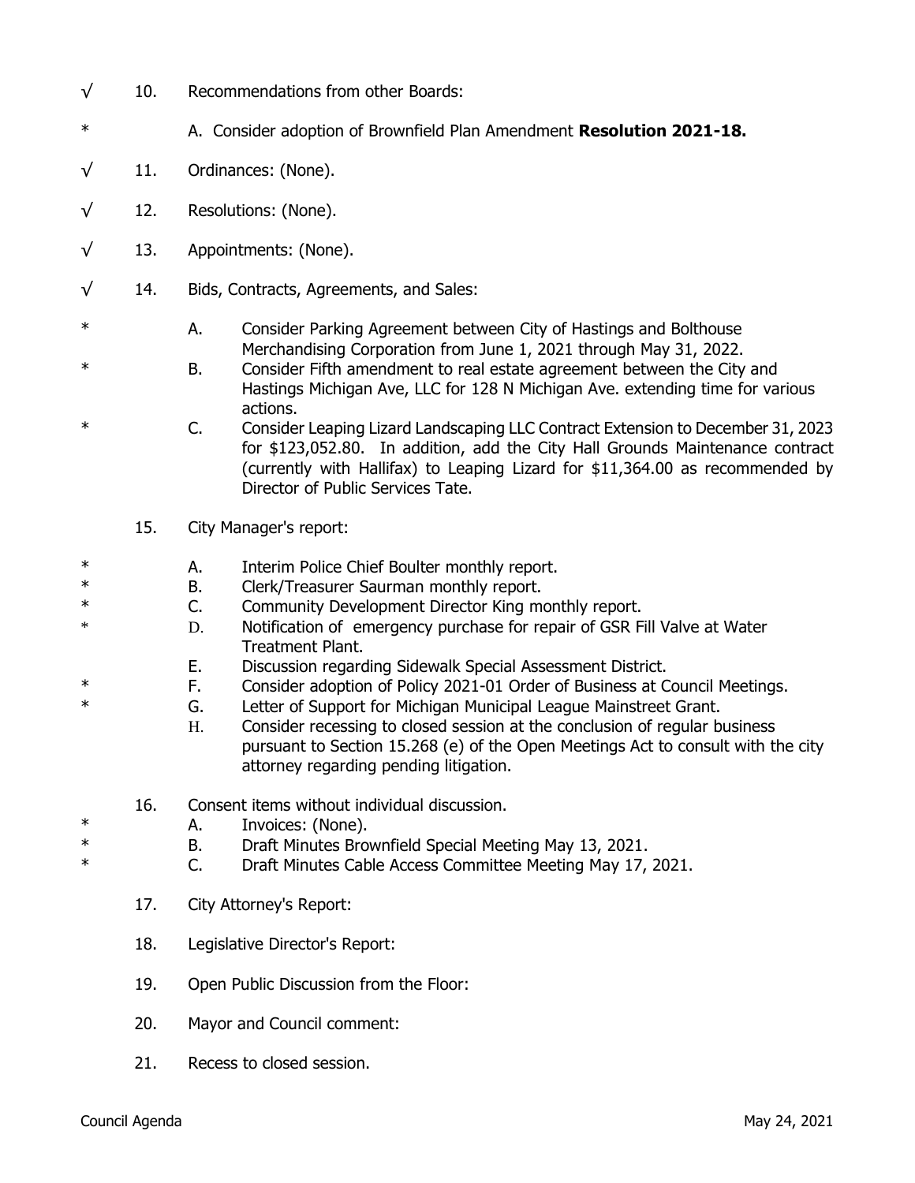√ 10. Recommendations from other Boards:

\* A. Consider adoption of Brownfield Plan Amendment **Resolution 2021-18.**

√ 11. Ordinances: (None).

√ 12. Resolutions: (None).

√ 13. Appointments: (None).

√ 14. Bids, Contracts, Agreements, and Sales:

\* A. Consider Parking Agreement between City of Hastings and Bolthouse Merchandising Corporation from June 1, 2021 through May 31, 2022.

\* B. Consider Fifth amendment to real estate agreement between the City and Hastings Michigan Ave, LLC for 128 N Michigan Ave. extending time for various actions.

\* C. Consider Leaping Lizard Landscaping LLC Contract Extension to December 31, 2023 for $123,052.80. In addition, add the City Hall Grounds Maintenance contract (currently with Hallifax) to Leaping Lizard for $11,364.00 as recommended by Director of Public Services Tate.

15. City Manager's report:

\* A. Interim Police Chief Boulter monthly report.

\* B. Clerk/Treasurer Saurman monthly report.

\* C. Community Development Director King monthly report.

\* D. Notification of emergency purchase for repair of GSR Fill Valve at Water Treatment Plant.

E. Discussion regarding Sidewalk Special Assessment District.

\* F. Consider adoption of Policy 2021-01 Order of Business at Council Meetings.

\* G. Letter of Support for Michigan Municipal League Mainstreet Grant.

H. Consider recessing to closed session at the conclusion of regular business pursuant to Section 15.268 (e) of the Open Meetings Act to consult with the city attorney regarding pending litigation.

16. Consent items without individual discussion.

\* A. Invoices: (None).

\* B. Draft Minutes Brownfield Special Meeting May 13, 2021.

\* C. Draft Minutes Cable Access Committee Meeting May 17, 2021.

17. City Attorney's Report:

18. Legislative Director's Report:

19. Open Public Discussion from the Floor:

20. Mayor and Council comment:

21. Recess to closed session.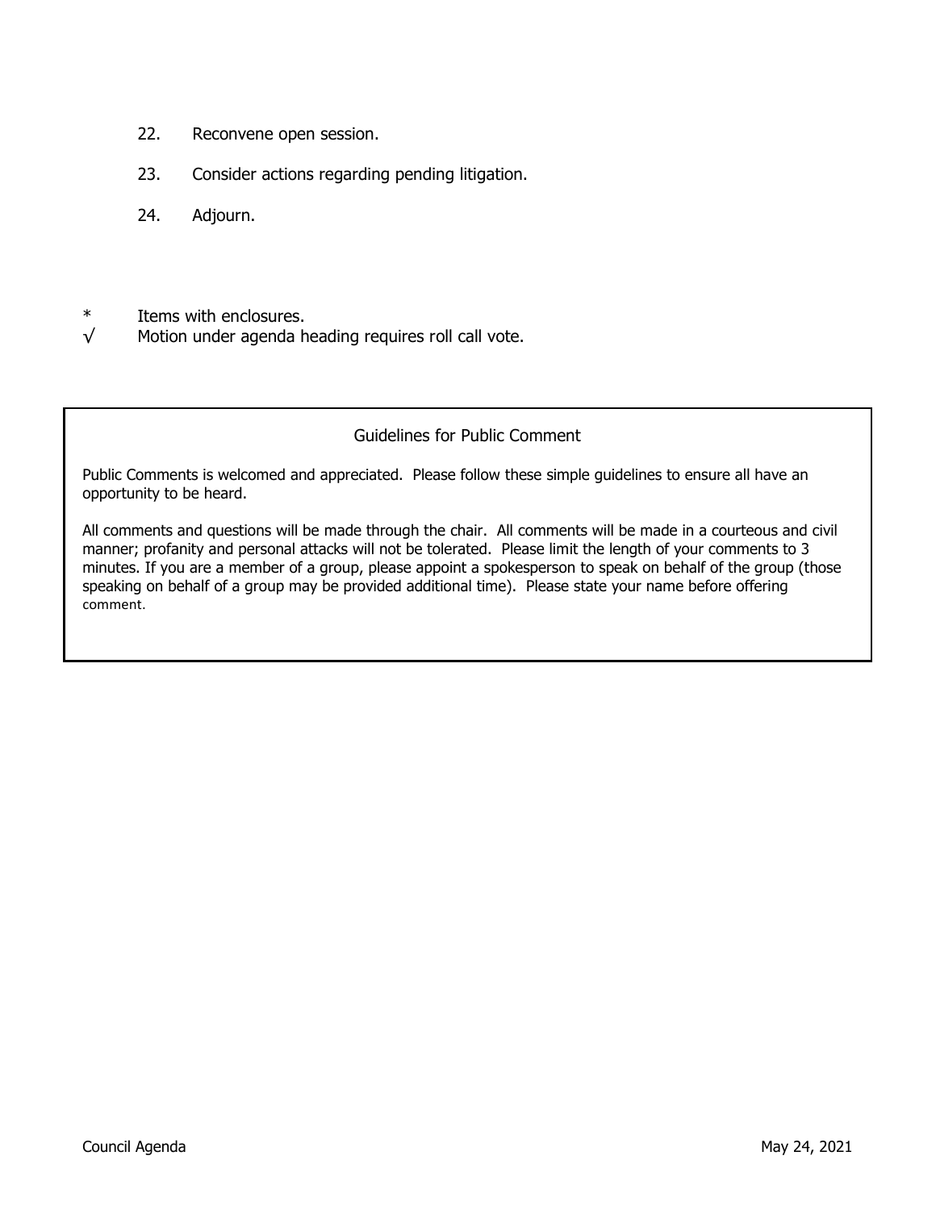22. Reconvene open session.

23. Consider actions regarding pending litigation.

24. Adjourn.

\* Items with enclosures.
√ Motion under agenda heading requires roll call vote.

## Guidelines for Public Comment

Public Comments is welcomed and appreciated. Please follow these simple guidelines to ensure all have an opportunity to be heard.

All comments and questions will be made through the chair. All comments will be made in a courteous and civil manner; profanity and personal attacks will not be tolerated. Please limit the length of your comments to 3 minutes. If you are a member of a group, please appoint a spokesperson to speak on behalf of the group (those speaking on behalf of a group may be provided additional time). Please state your name before offering comment.